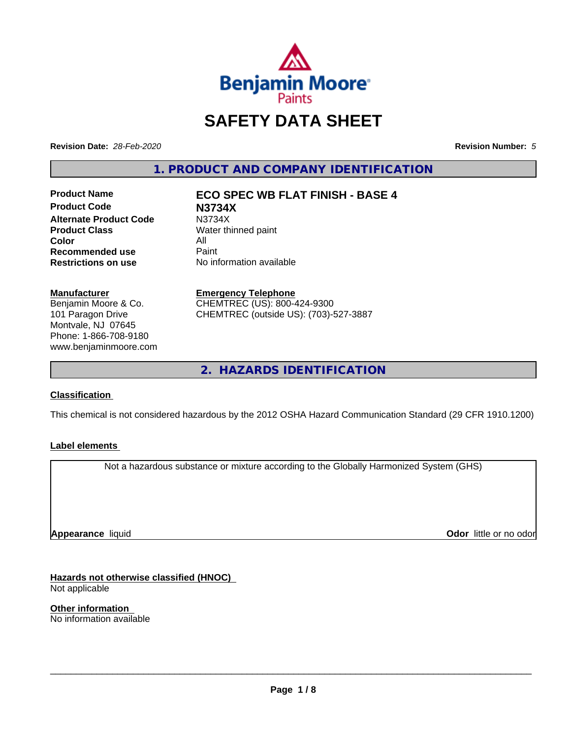# SAFETY DATA SHEET

**Revision Date:** *28-Feb-2020* **Revision Number:** *5*

## 1. PRODUCT AND COMPANY IDENTIFICATION

| | |
|---|---|
| **Product Name** | **ECO SPEC WB FLAT FINISH - BASE 4** |
| **Product Code** | **N3734X** |
| **Alternate Product Code** | N3734X |
| **Product Class** | Water thinned paint |
| **Color** | All |
| **Recommended use** | Paint |
| **Restrictions on use** | No information available |

**Manufacturer**
Benjamin Moore & Co.
101 Paragon Drive
Montvale, NJ 07645
Phone: 1-866-708-9180
www.benjaminmoore.com

**Emergency Telephone**
CHEMTREC (US): 800-424-9300
CHEMTREC (outside US): (703)-527-3887

## 2. HAZARDS IDENTIFICATION

**Classification**

This chemical is not considered hazardous by the 2012 OSHA Hazard Communication Standard (29 CFR 1910.1200)

**Label elements**

Not a hazardous substance or mixture according to the Globally Harmonized System (GHS)

**Appearance** liquid **Odor** little or no odor

**Hazards not otherwise classified (HNOC)**
Not applicable

**Other information**
No information available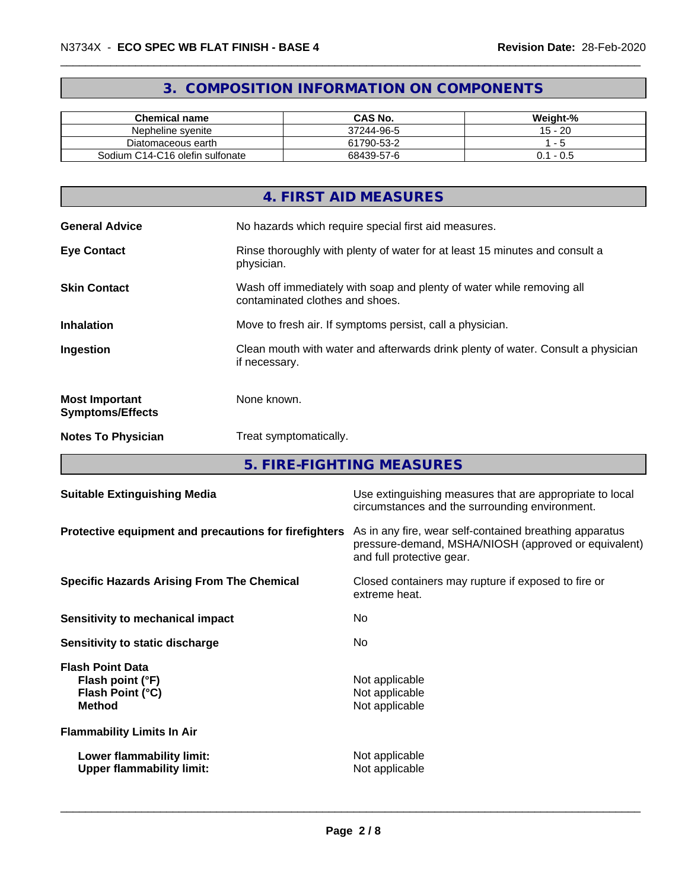## 3. COMPOSITION INFORMATION ON COMPONENTS

| Chemical name | CAS No. | Weight-% |
| --- | --- | --- |
| Nepheline syenite | 37244-96-5 | 15 - 20 |
| Diatomaceous earth | 61790-53-2 | 1 - 5 |
| Sodium C14-C16 olefin sulfonate | 68439-57-6 | 0.1 - 0.5 |

## 4. FIRST AID MEASURES

**General Advice** No hazards which require special first aid measures.

**Eye Contact** Rinse thoroughly with plenty of water for at least 15 minutes and consult a physician.

**Skin Contact** Wash off immediately with soap and plenty of water while removing all contaminated clothes and shoes.

**Inhalation** Move to fresh air. If symptoms persist, call a physician.

**Ingestion** Clean mouth with water and afterwards drink plenty of water. Consult a physician if necessary.

**Most Important Symptoms/Effects** None known.

**Notes To Physician** Treat symptomatically.

## 5. FIRE-FIGHTING MEASURES

**Suitable Extinguishing Media** Use extinguishing measures that are appropriate to local circumstances and the surrounding environment.

**Protective equipment and precautions for firefighters** As in any fire, wear self-contained breathing apparatus pressure-demand, MSHA/NIOSH (approved or equivalent) and full protective gear.

**Specific Hazards Arising From The Chemical** Closed containers may rupture if exposed to fire or extreme heat.

**Sensitivity to mechanical impact** No

**Sensitivity to static discharge** No

**Flash Point Data**
**Flash point (°F)** Not applicable
**Flash Point (°C)** Not applicable
**Method** Not applicable

**Flammability Limits In Air**

**Lower flammability limit:** Not applicable
**Upper flammability limit:** Not applicable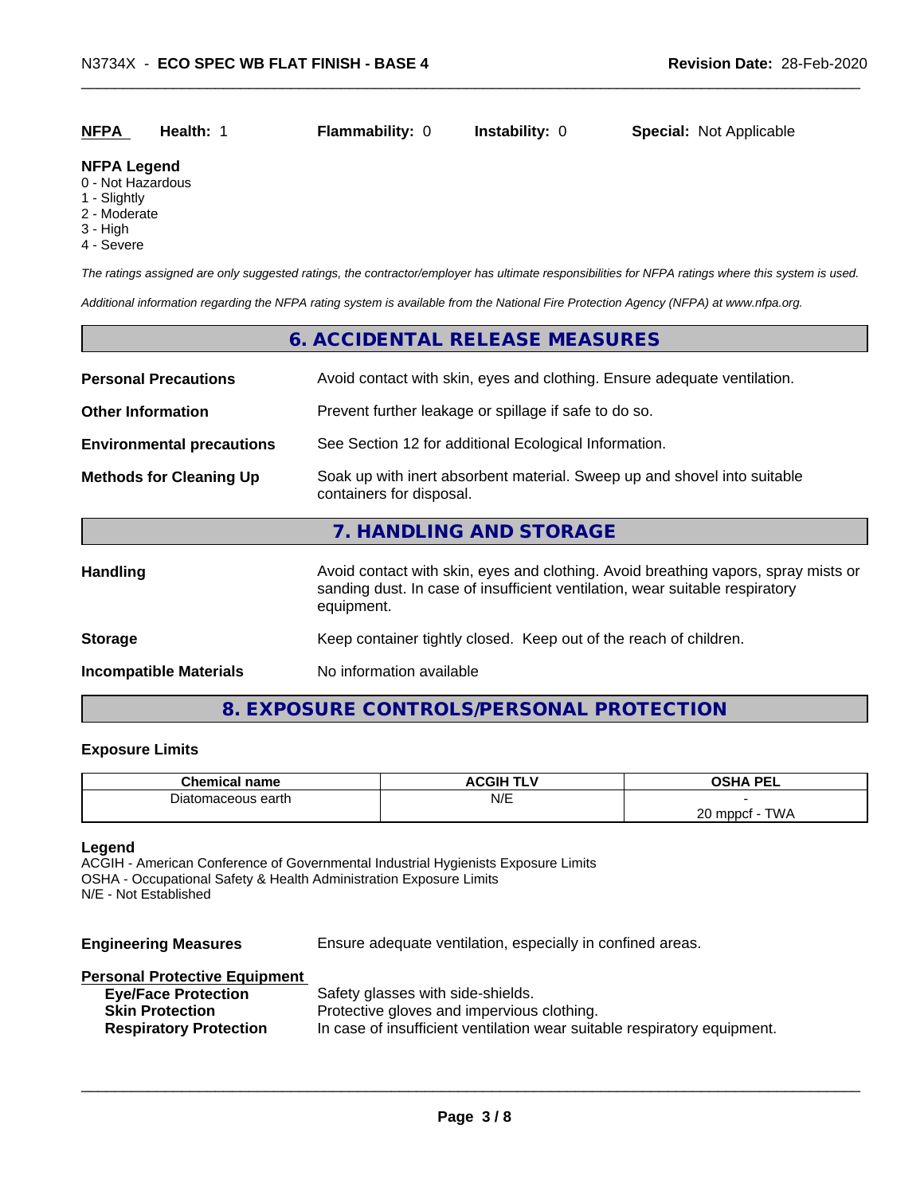| NFPA | Health: 1 | Flammability: 0 | Instability: 0 | Special: Not Applicable |
|---|---|---|---|---|

**NFPA Legend**
0 - Not Hazardous
1 - Slightly
2 - Moderate
3 - High
4 - Severe

*The ratings assigned are only suggested ratings, the contractor/employer has ultimate responsibilities for NFPA ratings where this system is used.*

*Additional information regarding the NFPA rating system is available from the National Fire Protection Agency (NFPA) at www.nfpa.org.*

## 6. ACCIDENTAL RELEASE MEASURES

**Personal Precautions** Avoid contact with skin, eyes and clothing. Ensure adequate ventilation.

**Other Information** Prevent further leakage or spillage if safe to do so.

**Environmental precautions** See Section 12 for additional Ecological Information.

**Methods for Cleaning Up** Soak up with inert absorbent material. Sweep up and shovel into suitable containers for disposal.

## 7. HANDLING AND STORAGE

**Handling** Avoid contact with skin, eyes and clothing. Avoid breathing vapors, spray mists or sanding dust. In case of insufficient ventilation, wear suitable respiratory equipment.

**Storage** Keep container tightly closed. Keep out of the reach of children.

**Incompatible Materials** No information available

## 8. EXPOSURE CONTROLS/PERSONAL PROTECTION

### Exposure Limits

| Chemical name | ACGIH TLV | OSHA PEL |
|---|---|---|
| Diatomaceous earth | N/E | -<br>20 mppcf - TWA |

**Legend**
ACGIH - American Conference of Governmental Industrial Hygienists Exposure Limits
OSHA - Occupational Safety & Health Administration Exposure Limits
N/E - Not Established

**Engineering Measures** Ensure adequate ventilation, especially in confined areas.

**Personal Protective Equipment**

**Eye/Face Protection** Safety glasses with side-shields.
**Skin Protection** Protective gloves and impervious clothing.
**Respiratory Protection** In case of insufficient ventilation wear suitable respiratory equipment.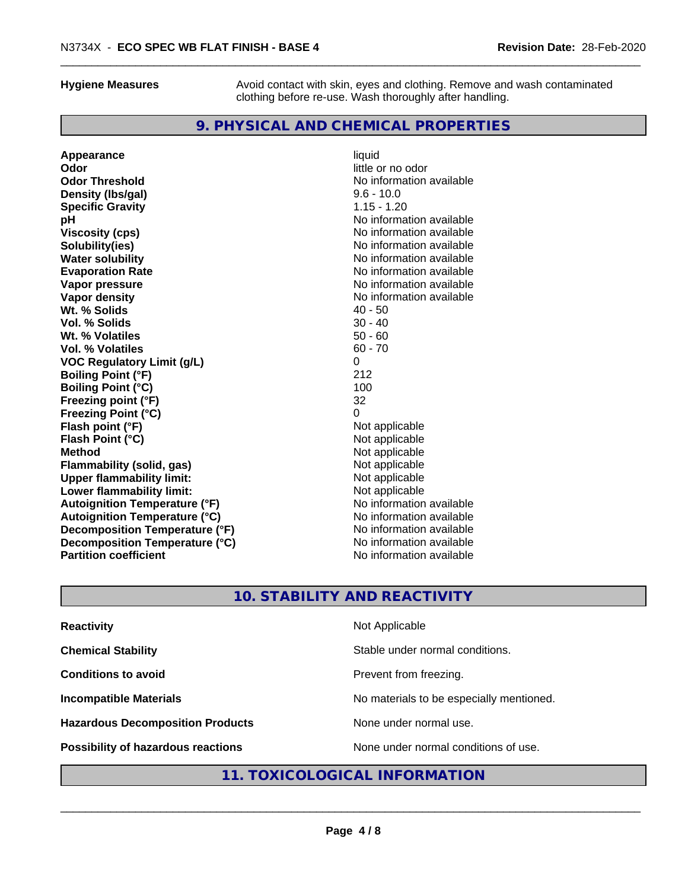| | |
|---|---|
| **Hygiene Measures** | Avoid contact with skin, eyes and clothing. Remove and wash contaminated clothing before re-use. Wash thoroughly after handling. |

## 9. PHYSICAL AND CHEMICAL PROPERTIES

| Property | Value |
|---|---|
| **Appearance** | liquid |
| **Odor** | little or no odor |
| **Odor Threshold** | No information available |
| **Density (lbs/gal)** | 9.6 - 10.0 |
| **Specific Gravity** | 1.15 - 1.20 |
| **pH** | No information available |
| **Viscosity (cps)** | No information available |
| **Solubility(ies)** | No information available |
| **Water solubility** | No information available |
| **Evaporation Rate** | No information available |
| **Vapor pressure** | No information available |
| **Vapor density** | No information available |
| **Wt. % Solids** | 40 - 50 |
| **Vol. % Solids** | 30 - 40 |
| **Wt. % Volatiles** | 50 - 60 |
| **Vol. % Volatiles** | 60 - 70 |
| **VOC Regulatory Limit (g/L)** | 0 |
| **Boiling Point (°F)** | 212 |
| **Boiling Point (°C)** | 100 |
| **Freezing point (°F)** | 32 |
| **Freezing Point (°C)** | 0 |
| **Flash point (°F)** | Not applicable |
| **Flash Point (°C)** | Not applicable |
| **Method** | Not applicable |
| **Flammability (solid, gas)** | Not applicable |
| **Upper flammability limit:** | Not applicable |
| **Lower flammability limit:** | Not applicable |
| **Autoignition Temperature (°F)** | No information available |
| **Autoignition Temperature (°C)** | No information available |
| **Decomposition Temperature (°F)** | No information available |
| **Decomposition Temperature (°C)** | No information available |
| **Partition coefficient** | No information available |

## 10. STABILITY AND REACTIVITY

| | |
|---|---|
| **Reactivity** | Not Applicable |
| **Chemical Stability** | Stable under normal conditions. |
| **Conditions to avoid** | Prevent from freezing. |
| **Incompatible Materials** | No materials to be especially mentioned. |
| **Hazardous Decomposition Products** | None under normal use. |
| **Possibility of hazardous reactions** | None under normal conditions of use. |

## 11. TOXICOLOGICAL INFORMATION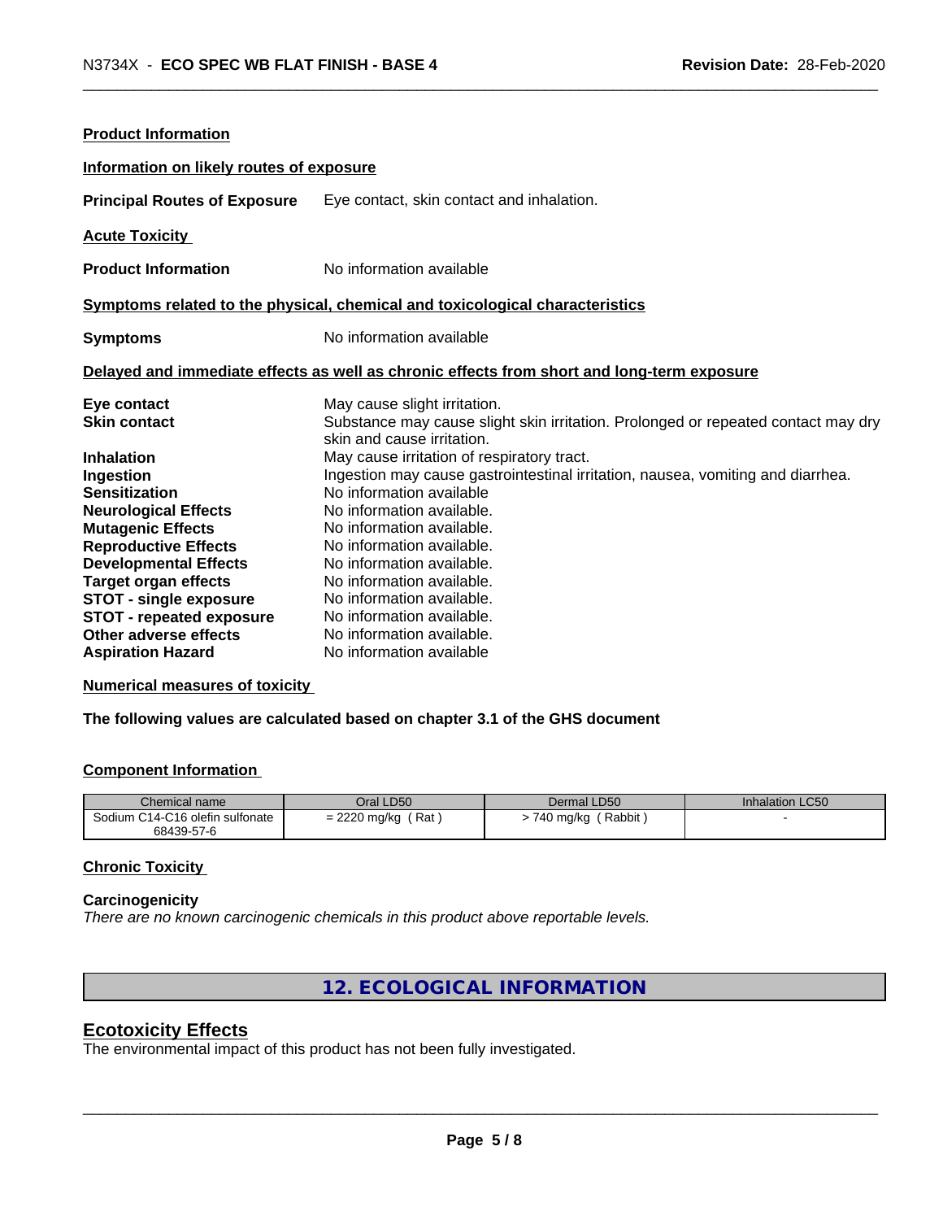**Product Information**

**Information on likely routes of exposure**

**Principal Routes of Exposure** Eye contact, skin contact and inhalation.

**Acute Toxicity**

**Product Information** No information available

**Symptoms related to the physical, chemical and toxicological characteristics**

**Symptoms** No information available

**Delayed and immediate effects as well as chronic effects from short and long-term exposure**

**Eye contact** May cause slight irritation.
**Skin contact** Substance may cause slight skin irritation. Prolonged or repeated contact may dry skin and cause irritation.
**Inhalation** May cause irritation of respiratory tract.
**Ingestion** Ingestion may cause gastrointestinal irritation, nausea, vomiting and diarrhea.
**Sensitization** No information available
**Neurological Effects** No information available.
**Mutagenic Effects** No information available.
**Reproductive Effects** No information available.
**Developmental Effects** No information available.
**Target organ effects** No information available.
**STOT - single exposure** No information available.
**STOT - repeated exposure** No information available.
**Other adverse effects** No information available.
**Aspiration Hazard** No information available

**Numerical measures of toxicity**

**The following values are calculated based on chapter 3.1 of the GHS document**

**Component Information**

| Chemical name | Oral LD50 | Dermal LD50 | Inhalation LC50 |
|---|---|---|---|
| Sodium C14-C16 olefin sulfonate 68439-57-6 | = 2220 mg/kg ( Rat ) | > 740 mg/kg ( Rabbit ) | - |

**Chronic Toxicity**

**Carcinogenicity**
*There are no known carcinogenic chemicals in this product above reportable levels.*

## 12. ECOLOGICAL INFORMATION

## Ecotoxicity Effects

The environmental impact of this product has not been fully investigated.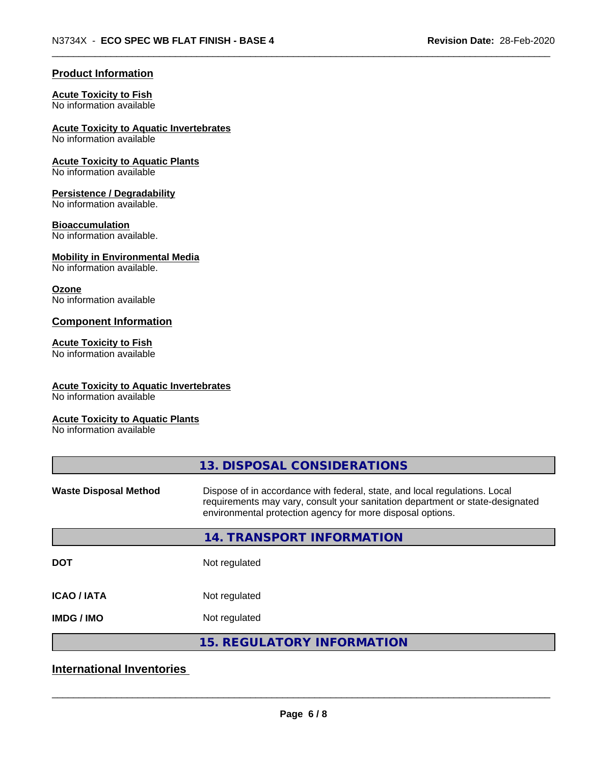## Product Information

**Acute Toxicity to Fish**
No information available

**Acute Toxicity to Aquatic Invertebrates**
No information available

**Acute Toxicity to Aquatic Plants**
No information available

**Persistence / Degradability**
No information available.

**Bioaccumulation**
No information available.

**Mobility in Environmental Media**
No information available.

**Ozone**
No information available

## Component Information

**Acute Toxicity to Fish**
No information available

**Acute Toxicity to Aquatic Invertebrates**
No information available

**Acute Toxicity to Aquatic Plants**
No information available

## 13. DISPOSAL CONSIDERATIONS

**Waste Disposal Method** Dispose of in accordance with federal, state, and local regulations. Local requirements may vary, consult your sanitation department or state-designated environmental protection agency for more disposal options.

## 14. TRANSPORT INFORMATION

| | |
|---|---|
| **DOT** | Not regulated |
| **ICAO / IATA** | Not regulated |
| **IMDG / IMO** | Not regulated |

## 15. REGULATORY INFORMATION

## International Inventories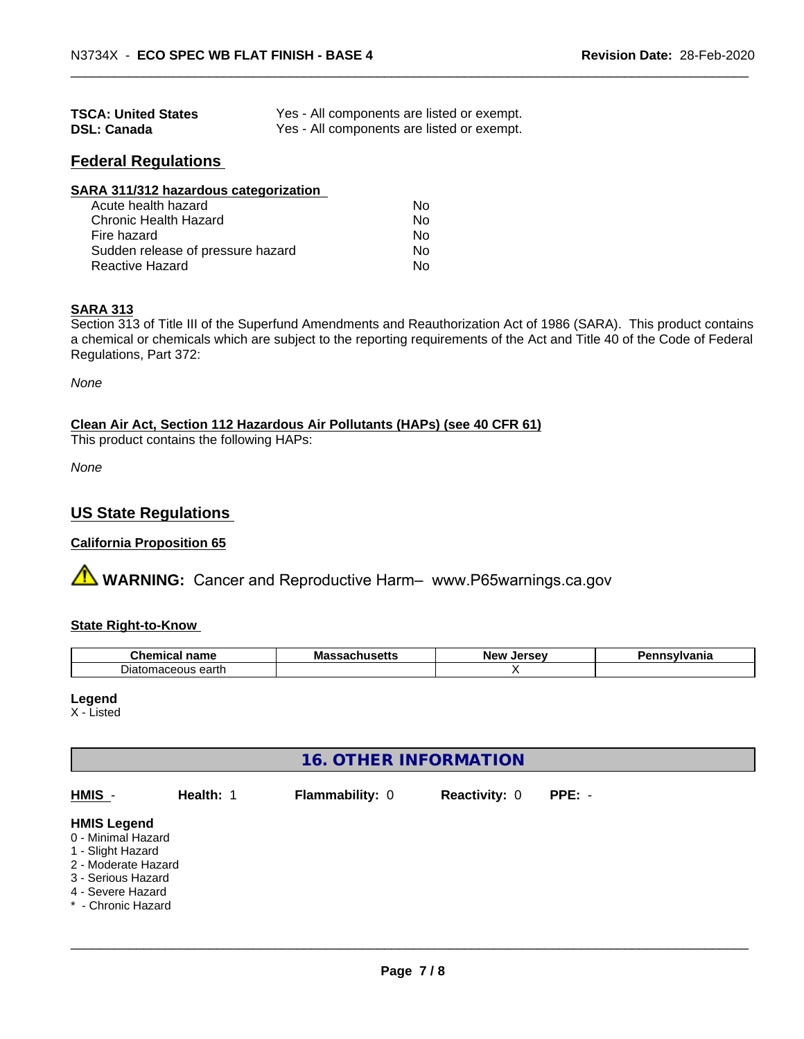| | |
|---|---|
| **TSCA: United States** | Yes - All components are listed or exempt. |
| **DSL: Canada** | Yes - All components are listed or exempt. |

## Federal Regulations

**SARA 311/312 hazardous categorization**

| | |
|---|---|
| Acute health hazard | No |
| Chronic Health Hazard | No |
| Fire hazard | No |
| Sudden release of pressure hazard | No |
| Reactive Hazard | No |

**SARA 313**

Section 313 of Title III of the Superfund Amendments and Reauthorization Act of 1986 (SARA). This product contains a chemical or chemicals which are subject to the reporting requirements of the Act and Title 40 of the Code of Federal Regulations, Part 372:

*None*

**Clean Air Act, Section 112 Hazardous Air Pollutants (HAPs) (see 40 CFR 61)**

This product contains the following HAPs:

*None*

## US State Regulations

**California Proposition 65**

⚠ **WARNING:** Cancer and Reproductive Harm– www.P65warnings.ca.gov

**State Right-to-Know**

| Chemical name | Massachusetts | New Jersey | Pennsylvania |
|---|---|---|---|
| Diatomaceous earth | | X | |

**Legend**

X - Listed

## 16. OTHER INFORMATION

**HMIS** - **Health:** 1 **Flammability:** 0 **Reactivity:** 0 **PPE:** -

**HMIS Legend**

0 - Minimal Hazard
1 - Slight Hazard
2 - Moderate Hazard
3 - Serious Hazard
4 - Severe Hazard
* - Chronic Hazard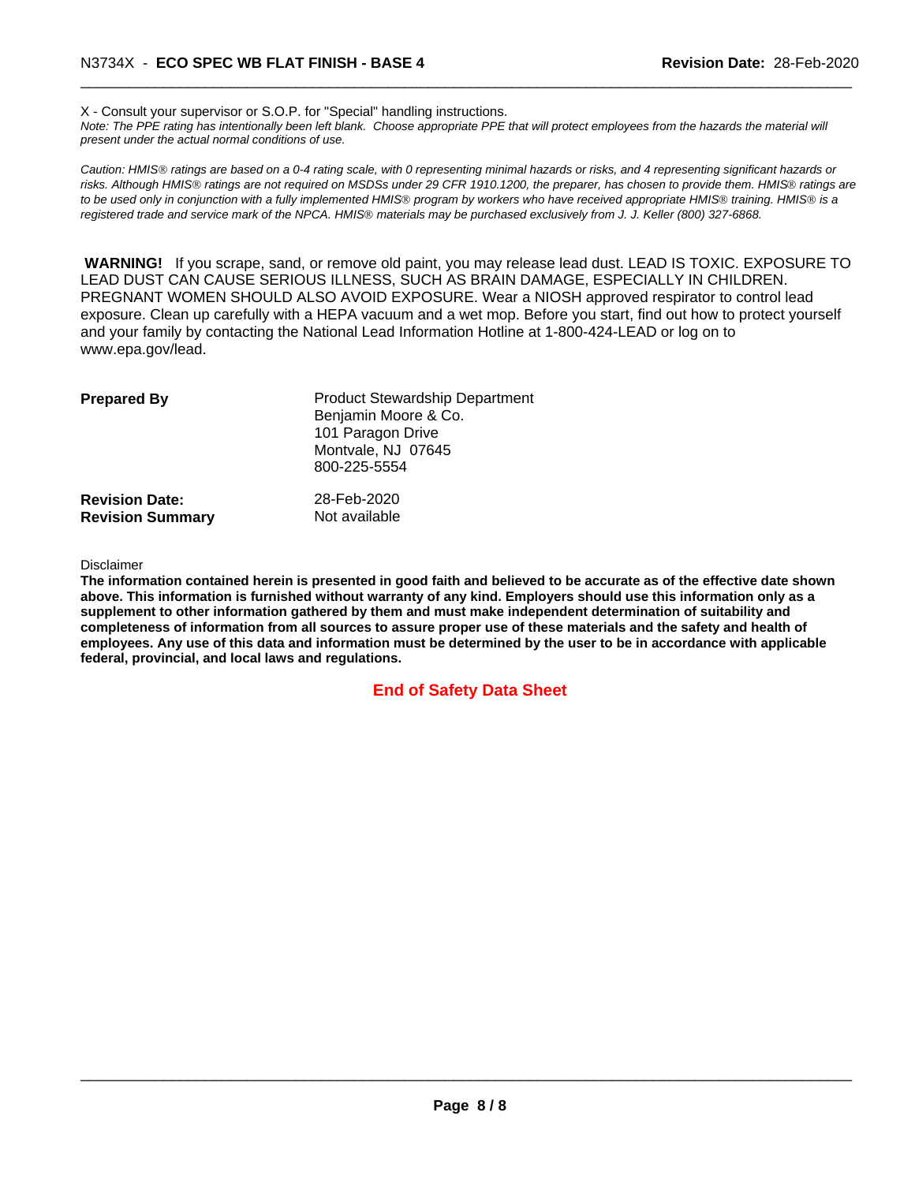X - Consult your supervisor or S.O.P. for "Special" handling instructions.

*Note: The PPE rating has intentionally been left blank. Choose appropriate PPE that will protect employees from the hazards the material will present under the actual normal conditions of use.*

*Caution: HMIS® ratings are based on a 0-4 rating scale, with 0 representing minimal hazards or risks, and 4 representing significant hazards or risks. Although HMIS® ratings are not required on MSDSs under 29 CFR 1910.1200, the preparer, has chosen to provide them. HMIS® ratings are to be used only in conjunction with a fully implemented HMIS® program by workers who have received appropriate HMIS® training. HMIS® is a registered trade and service mark of the NPCA. HMIS® materials may be purchased exclusively from J. J. Keller (800) 327-6868.*

**WARNING!** If you scrape, sand, or remove old paint, you may release lead dust. LEAD IS TOXIC. EXPOSURE TO LEAD DUST CAN CAUSE SERIOUS ILLNESS, SUCH AS BRAIN DAMAGE, ESPECIALLY IN CHILDREN. PREGNANT WOMEN SHOULD ALSO AVOID EXPOSURE. Wear a NIOSH approved respirator to control lead exposure. Clean up carefully with a HEPA vacuum and a wet mop. Before you start, find out how to protect yourself and your family by contacting the National Lead Information Hotline at 1-800-424-LEAD or log on to www.epa.gov/lead.

| | |
|---|---|
| **Prepared By** | Product Stewardship Department<br>Benjamin Moore & Co.<br>101 Paragon Drive<br>Montvale, NJ 07645<br>800-225-5554 |
| **Revision Date:** | 28-Feb-2020 |
| **Revision Summary** | Not available |

Disclaimer

**The information contained herein is presented in good faith and believed to be accurate as of the effective date shown above. This information is furnished without warranty of any kind. Employers should use this information only as a supplement to other information gathered by them and must make independent determination of suitability and completeness of information from all sources to assure proper use of these materials and the safety and health of employees. Any use of this data and information must be determined by the user to be in accordance with applicable federal, provincial, and local laws and regulations.**

**End of Safety Data Sheet**